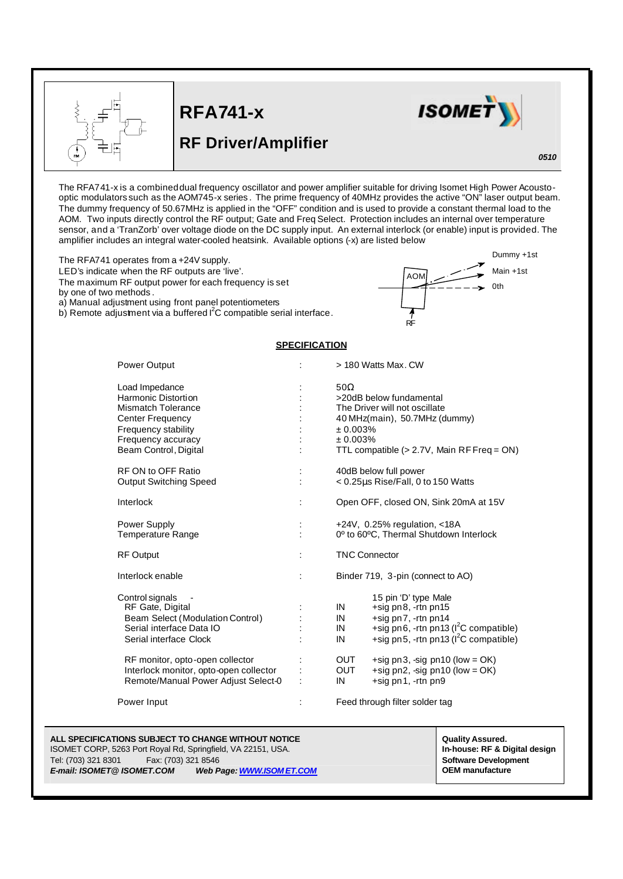# RFA741-x

## RF Driver/Amplifier

ISOMET

*0510*

The RFA741-x is a combined dual frequency oscillator and power amplifier suitable for driving Isomet High Power Acousto-optic modulators such as the AOM745-x series. The prime frequency of 40MHz provides the active "ON" laser output beam. The dummy frequency of 50.67MHz is applied in the "OFF" condition and is used to provide a constant thermal load to the AOM. Two inputs directly control the RF output; Gate and Freq Select. Protection includes an internal over temperature sensor, and a 'TranZorb' over voltage diode on the DC supply input. An external interlock (or enable) input is provided. The amplifier includes an integral water-cooled heatsink. Available options (-x) are listed below

The RFA741 operates from a +24V supply.
LED's indicate when the RF outputs are 'live'.
The maximum RF output power for each frequency is set by one of two methods.
a) Manual adjustment using front panel potentiometers
b) Remote adjustment via a buffered $I^2C$ compatible serial interface.

AOM — Dummy +1st, Main +1st, 0th — RF

**SPECIFICATION**

| | | | |
|---|---|---|---|
| Power Output | : | > 180 Watts Max. CW | |
| Load Impedance | : | 50Ω | |
| Harmonic Distortion | : | >20dB below fundamental | |
| Mismatch Tolerance | : | The Driver will not oscillate | |
| Center Frequency | : | 40 MHz(main), 50.7MHz (dummy) | |
| Frequency stability | : | ± 0.003% | |
| Frequency accuracy | : | ± 0.003% | |
| Beam Control, Digital | : | TTL compatible (> 2.7V, Main RF Freq = ON) | |
| RF ON to OFF Ratio | : | 40dB below full power | |
| Output Switching Speed | : | < 0.25µs Rise/Fall, 0 to 150 Watts | |
| Interlock | : | Open OFF, closed ON, Sink 20mA at 15V | |
| Power Supply | : | +24V, 0.25% regulation, <18A | |
| Temperature Range | : | 0º to 60ºC, Thermal Shutdown Interlock | |
| RF Output | : | TNC Connector | |
| Interlock enable | : | Binder 719, 3-pin (connect to AO) | |
| Control signals - | | | 15 pin 'D' type Male |
| RF Gate, Digital | : | IN | +sig pn8, -rtn pn15 |
| Beam Select (Modulation Control) | : | IN | +sig pn7, -rtn pn14 |
| Serial interface Data IO | : | IN | +sig pn6, -rtn pn13 ($I^2C$ compatible) |
| Serial interface Clock | : | IN | +sig pn5, -rtn pn13 ($I^2C$ compatible) |
| RF monitor, opto-open collector | : | OUT | +sig pn3, -sig pn10 (low = OK) |
| Interlock monitor, opto-open collector | : | OUT | +sig pn2, -sig pn10 (low = OK) |
| Remote/Manual Power Adjust Select-0 | : | IN | +sig pn1, -rtn pn9 |
| Power Input | : | Feed through filter solder tag | |

**ALL SPECIFICATIONS SUBJECT TO CHANGE WITHOUT NOTICE**
ISOMET CORP, 5263 Port Royal Rd, Springfield, VA 22151, USA.
Tel: (703) 321 8301 Fax: (703) 321 8546
***E-mail: ISOMET@ ISOMET.COM*** ***Web Page: WWW.ISOMET.COM***

**Quality Assured.**
**In-house: RF & Digital design**
**Software Development**
**OEM manufacture**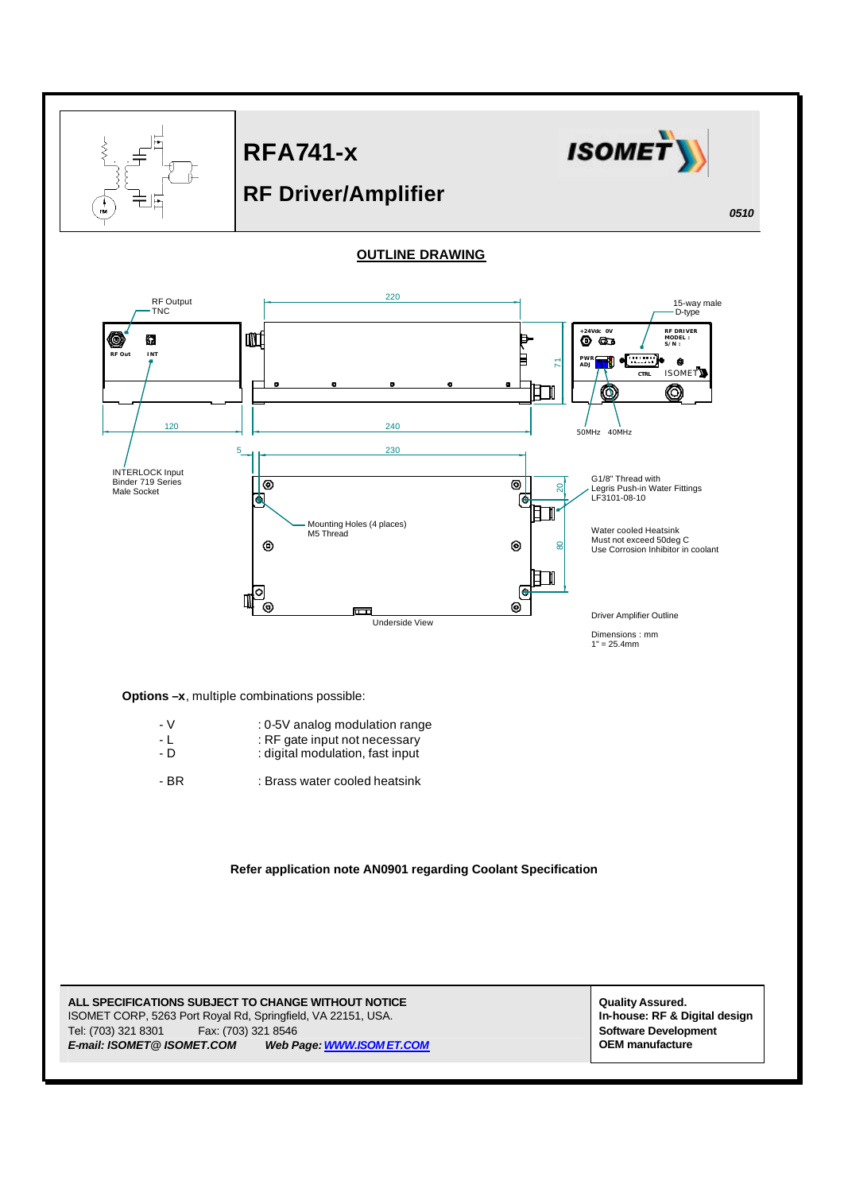# RFA741-x

## RF Driver/Amplifier

*0510*

**OUTLINE DRAWING**

RF Output
TNC

220

15-way male
D-type

RF Out
INT

+24Vdc 0V
PWR ADJ
RF DRIVER
MODEL :
S/N :
CTRL
ISOMET

71

120

240

50MHz 40MHz

5

230

INTERLOCK Input
Binder 719 Series
Male Socket

G1/8" Thread with
Legris Push-in Water Fittings
LF3101-08-10

20

Mounting Holes (4 places)
M5 Thread

80

Water cooled Heatsink
Must not exceed 50deg C
Use Corrosion Inhibitor in coolant

Underside View

Driver Amplifier Outline

Dimensions : mm
1" = 25.4mm

**Options –x**, multiple combinations possible:

| | |
|---|---|
| - V | : 0-5V analog modulation range |
| - L | : RF gate input not necessary |
| - D | : digital modulation, fast input |
| - BR | : Brass water cooled heatsink |

**Refer application note AN0901 regarding Coolant Specification**

**ALL SPECIFICATIONS SUBJECT TO CHANGE WITHOUT NOTICE**
ISOMET CORP, 5263 Port Royal Rd, Springfield, VA 22151, USA.
Tel: (703) 321 8301 Fax: (703) 321 8546
***E-mail: ISOMET@ ISOMET.COM*** ***Web Page: WWW.ISOMET.COM***

**Quality Assured.**
**In-house: RF & Digital design**
**Software Development**
**OEM manufacture**